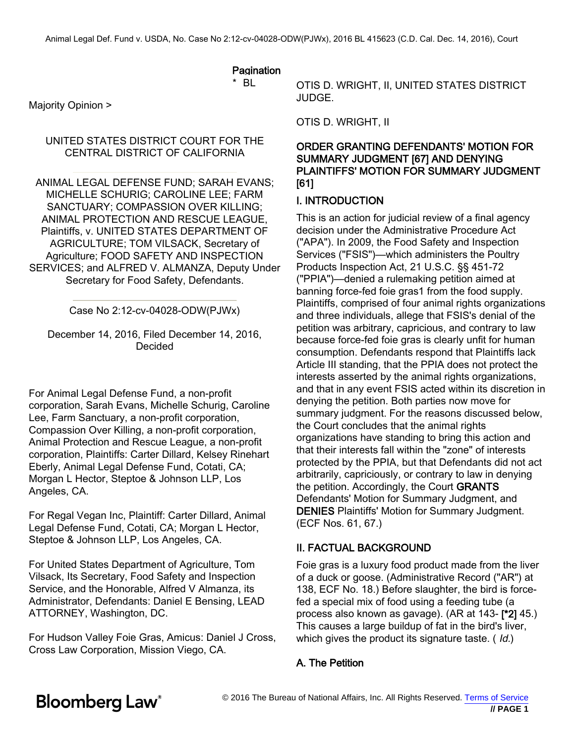Pagination

* BL

Majority Opinion >

UNITED STATES DISTRICT COURT FOR THE CENTRAL DISTRICT OF CALIFORNIA

ANIMAL LEGAL DEFENSE FUND; SARAH EVANS; MICHELLE SCHURIG; CAROLINE LEE; FARM SANCTUARY; COMPASSION OVER KILLING; ANIMAL PROTECTION AND RESCUE LEAGUE, Plaintiffs, v. UNITED STATES DEPARTMENT OF AGRICULTURE; TOM VILSACK, Secretary of Agriculture; FOOD SAFETY AND INSPECTION SERVICES; and ALFRED V. ALMANZA, Deputy Under Secretary for Food Safety, Defendants.

Case No 2:12-cv-04028-ODW(PJWx)

December 14, 2016, Filed December 14, 2016, Decided

For Animal Legal Defense Fund, a non-profit corporation, Sarah Evans, Michelle Schurig, Caroline Lee, Farm Sanctuary, a non-profit corporation, Compassion Over Killing, a non-profit corporation, Animal Protection and Rescue League, a non-profit corporation, Plaintiffs: Carter Dillard, Kelsey Rinehart Eberly, Animal Legal Defense Fund, Cotati, CA; Morgan L Hector, Steptoe & Johnson LLP, Los Angeles, CA.

For Regal Vegan Inc, Plaintiff: Carter Dillard, Animal Legal Defense Fund, Cotati, CA; Morgan L Hector, Steptoe & Johnson LLP, Los Angeles, CA.

For United States Department of Agriculture, Tom Vilsack, Its Secretary, Food Safety and Inspection Service, and the Honorable, Alfred V Almanza, its Administrator, Defendants: Daniel E Bensing, LEAD ATTORNEY, Washington, DC.

For Hudson Valley Foie Gras, Amicus: Daniel J Cross, Cross Law Corporation, Mission Viego, CA.

OTIS D. WRIGHT, II, UNITED STATES DISTRICT JUDGE.

OTIS D. WRIGHT, II

## ORDER GRANTING DEFENDANTS' MOTION FOR SUMMARY JUDGMENT [67] AND DENYING PLAINTIFFS' MOTION FOR SUMMARY JUDGMENT [61]

### I. INTRODUCTION

This is an action for judicial review of a final agency decision under the Administrative Procedure Act ("APA"). In 2009, the Food Safety and Inspection Services ("FSIS")—which administers the Poultry Products Inspection Act, 21 U.S.C. §§ 451-72 ("PPIA")—denied a rulemaking petition aimed at banning force-fed foie gras1 from the food supply. Plaintiffs, comprised of four animal rights organizations and three individuals, allege that FSIS's denial of the petition was arbitrary, capricious, and contrary to law because force-fed foie gras is clearly unfit for human consumption. Defendants respond that Plaintiffs lack Article III standing, that the PPIA does not protect the interests asserted by the animal rights organizations, and that in any event FSIS acted within its discretion in denying the petition. Both parties now move for summary judgment. For the reasons discussed below, the Court concludes that the animal rights organizations have standing to bring this action and that their interests fall within the "zone" of interests protected by the PPIA, but that Defendants did not act arbitrarily, capriciously, or contrary to law in denying the petition. Accordingly, the Court **GRANTS** Defendants' Motion for Summary Judgment, and **DENIES** Plaintiffs' Motion for Summary Judgment. (ECF Nos. 61, 67.)

### II. FACTUAL BACKGROUND

Foie gras is a luxury food product made from the liver of a duck or goose. (Administrative Record ("AR") at 138, ECF No. 18.) Before slaughter, the bird is force-fed a special mix of food using a feeding tube (a process also known as gavage). (AR at 143- [*2] 45.) This causes a large buildup of fat in the bird's liver, which gives the product its signature taste. ( *Id.*)

#### A. The Petition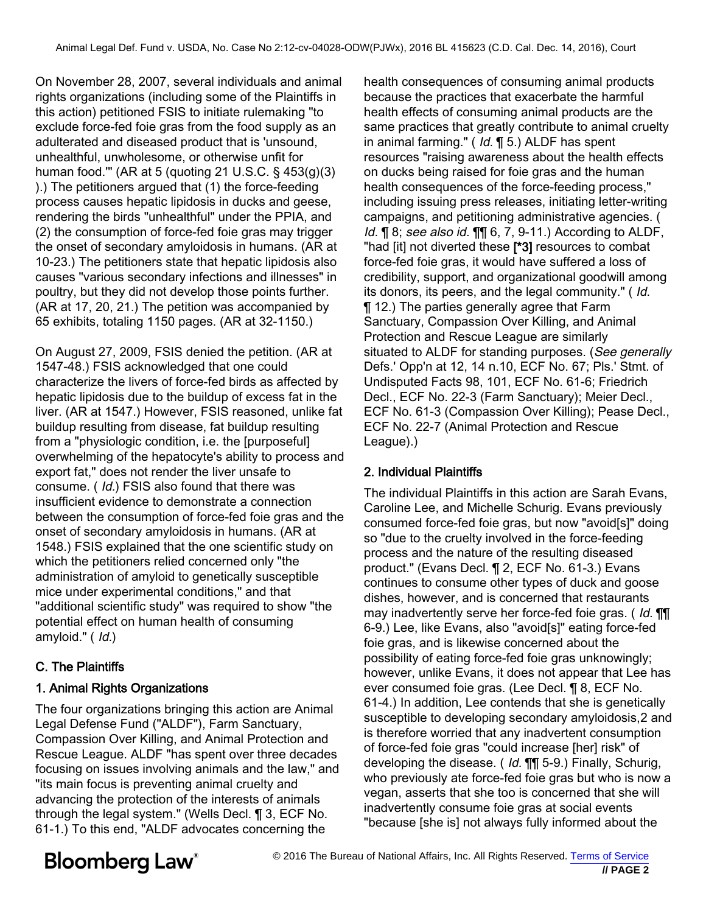On November 28, 2007, several individuals and animal rights organizations (including some of the Plaintiffs in this action) petitioned FSIS to initiate rulemaking "to exclude force-fed foie gras from the food supply as an adulterated and diseased product that is 'unsound, unhealthful, unwholesome, or otherwise unfit for human food.'" (AR at 5 (quoting 21 U.S.C. § 453(g)(3) ).) The petitioners argued that (1) the force-feeding process causes hepatic lipidosis in ducks and geese, rendering the birds "unhealthful" under the PPIA, and (2) the consumption of force-fed foie gras may trigger the onset of secondary amyloidosis in humans. (AR at 10-23.) The petitioners state that hepatic lipidosis also causes "various secondary infections and illnesses" in poultry, but they did not develop those points further. (AR at 17, 20, 21.) The petition was accompanied by 65 exhibits, totaling 1150 pages. (AR at 32-1150.)

On August 27, 2009, FSIS denied the petition. (AR at 1547-48.) FSIS acknowledged that one could characterize the livers of force-fed birds as affected by hepatic lipidosis due to the buildup of excess fat in the liver. (AR at 1547.) However, FSIS reasoned, unlike fat buildup resulting from disease, fat buildup resulting from a "physiologic condition, i.e. the [purposeful] overwhelming of the hepatocyte's ability to process and export fat," does not render the liver unsafe to consume. ( *Id.*) FSIS also found that there was insufficient evidence to demonstrate a connection between the consumption of force-fed foie gras and the onset of secondary amyloidosis in humans. (AR at 1548.) FSIS explained that the one scientific study on which the petitioners relied concerned only "the administration of amyloid to genetically susceptible mice under experimental conditions," and that "additional scientific study" was required to show "the potential effect on human health of consuming amyloid." ( *Id.*)

### C. The Plaintiffs

#### 1. Animal Rights Organizations

The four organizations bringing this action are Animal Legal Defense Fund ("ALDF"), Farm Sanctuary, Compassion Over Killing, and Animal Protection and Rescue League. ALDF "has spent over three decades focusing on issues involving animals and the law," and "its main focus is preventing animal cruelty and advancing the protection of the interests of animals through the legal system." (Wells Decl. ¶ 3, ECF No. 61-1.) To this end, "ALDF advocates concerning the health consequences of consuming animal products because the practices that exacerbate the harmful health effects of consuming animal products are the same practices that greatly contribute to animal cruelty in animal farming." ( *Id.* ¶ 5.) ALDF has spent resources "raising awareness about the health effects on ducks being raised for foie gras and the human health consequences of the force-feeding process," including issuing press releases, initiating letter-writing campaigns, and petitioning administrative agencies. ( *Id.* ¶ 8; *see also id.* ¶¶ 6, 7, 9-11.) According to ALDF, "had [it] not diverted these **[*3]** resources to combat force-fed foie gras, it would have suffered a loss of credibility, support, and organizational goodwill among its donors, its peers, and the legal community." ( *Id.* ¶ 12.) The parties generally agree that Farm Sanctuary, Compassion Over Killing, and Animal Protection and Rescue League are similarly situated to ALDF for standing purposes. (*See generally* Defs.' Opp'n at 12, 14 n.10, ECF No. 67; Pls.' Stmt. of Undisputed Facts 98, 101, ECF No. 61-6; Friedrich Decl., ECF No. 22-3 (Farm Sanctuary); Meier Decl., ECF No. 61-3 (Compassion Over Killing); Pease Decl., ECF No. 22-7 (Animal Protection and Rescue League).)

#### 2. Individual Plaintiffs

The individual Plaintiffs in this action are Sarah Evans, Caroline Lee, and Michelle Schurig. Evans previously consumed force-fed foie gras, but now "avoid[s]" doing so "due to the cruelty involved in the force-feeding process and the nature of the resulting diseased product." (Evans Decl. ¶ 2, ECF No. 61-3.) Evans continues to consume other types of duck and goose dishes, however, and is concerned that restaurants may inadvertently serve her force-fed foie gras. ( *Id.* ¶¶ 6-9.) Lee, like Evans, also "avoid[s]" eating force-fed foie gras, and is likewise concerned about the possibility of eating force-fed foie gras unknowingly; however, unlike Evans, it does not appear that Lee has ever consumed foie gras. (Lee Decl. ¶ 8, ECF No. 61-4.) In addition, Lee contends that she is genetically susceptible to developing secondary amyloidosis,2 and is therefore worried that any inadvertent consumption of force-fed foie gras "could increase [her] risk" of developing the disease. ( *Id.* ¶¶ 5-9.) Finally, Schurig, who previously ate force-fed foie gras but who is now a vegan, asserts that she too is concerned that she will inadvertently consume foie gras at social events "because [she is] not always fully informed about the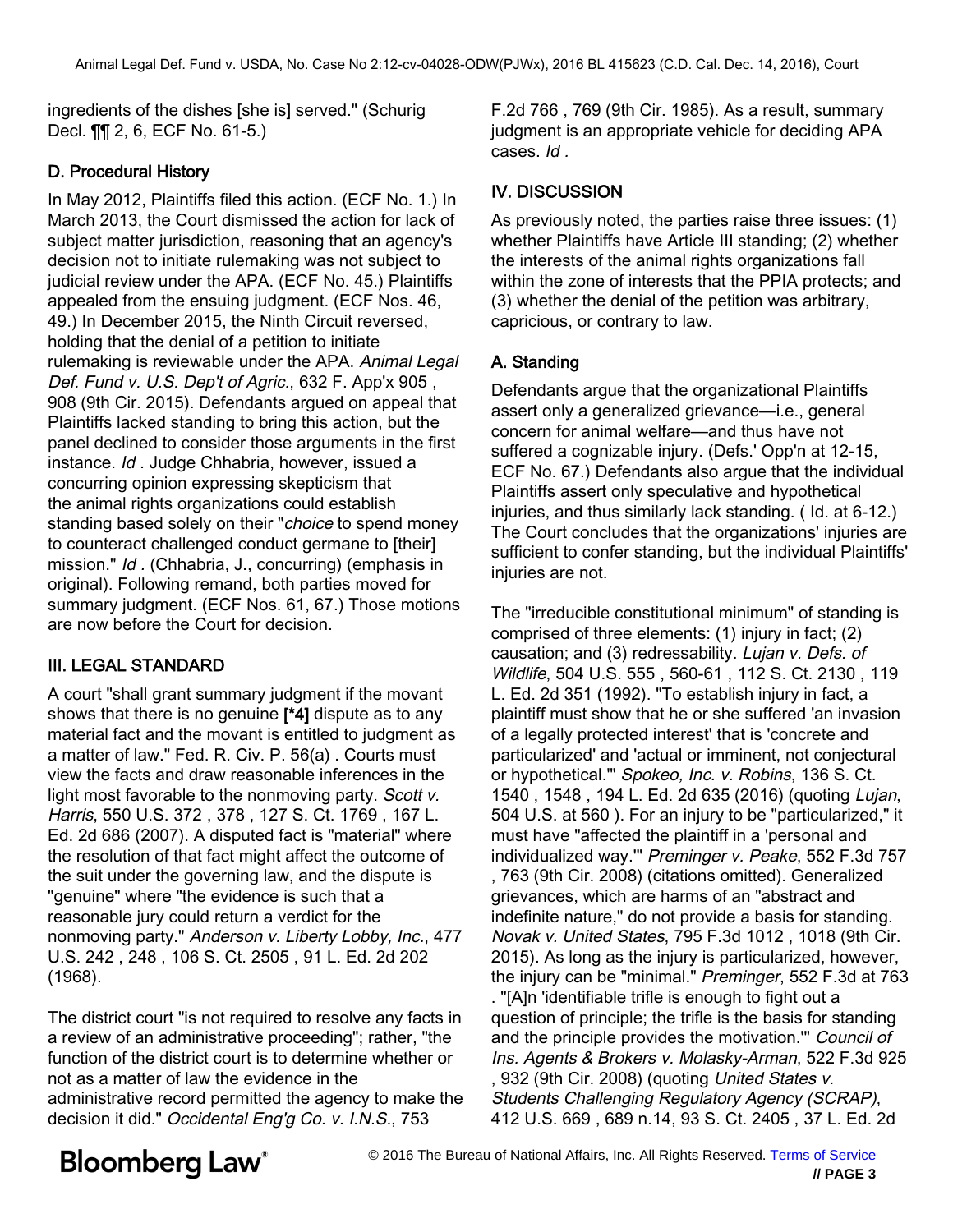ingredients of the dishes [she is] served." (Schurig Decl. ¶¶ 2, 6, ECF No. 61-5.)

### D. Procedural History

In May 2012, Plaintiffs filed this action. (ECF No. 1.) In March 2013, the Court dismissed the action for lack of subject matter jurisdiction, reasoning that an agency's decision not to initiate rulemaking was not subject to judicial review under the APA. (ECF No. 45.) Plaintiffs appealed from the ensuing judgment. (ECF Nos. 46, 49.) In December 2015, the Ninth Circuit reversed, holding that the denial of a petition to initiate rulemaking is reviewable under the APA. *Animal Legal Def. Fund v. U.S. Dep't of Agric.*, 632 F. App'x 905 , 908 (9th Cir. 2015). Defendants argued on appeal that Plaintiffs lacked standing to bring this action, but the panel declined to consider those arguments in the first instance. *Id* . Judge Chhabria, however, issued a concurring opinion expressing skepticism that the animal rights organizations could establish standing based solely on their "*choice* to spend money to counteract challenged conduct germane to [their] mission." *Id* . (Chhabria, J., concurring) (emphasis in original). Following remand, both parties moved for summary judgment. (ECF Nos. 61, 67.) Those motions are now before the Court for decision.

## III. LEGAL STANDARD

A court "shall grant summary judgment if the movant shows that there is no genuine **[*4]** dispute as to any material fact and the movant is entitled to judgment as a matter of law." Fed. R. Civ. P. 56(a) . Courts must view the facts and draw reasonable inferences in the light most favorable to the nonmoving party. *Scott v. Harris*, 550 U.S. 372 , 378 , 127 S. Ct. 1769 , 167 L. Ed. 2d 686 (2007). A disputed fact is "material" where the resolution of that fact might affect the outcome of the suit under the governing law, and the dispute is "genuine" where "the evidence is such that a reasonable jury could return a verdict for the nonmoving party." *Anderson v. Liberty Lobby, Inc.*, 477 U.S. 242 , 248 , 106 S. Ct. 2505 , 91 L. Ed. 2d 202 (1968).

The district court "is not required to resolve any facts in a review of an administrative proceeding"; rather, "the function of the district court is to determine whether or not as a matter of law the evidence in the administrative record permitted the agency to make the decision it did." *Occidental Eng'g Co. v. I.N.S.*, 753 F.2d 766 , 769 (9th Cir. 1985). As a result, summary judgment is an appropriate vehicle for deciding APA cases. *Id* .

## IV. DISCUSSION

As previously noted, the parties raise three issues: (1) whether Plaintiffs have Article III standing; (2) whether the interests of the animal rights organizations fall within the zone of interests that the PPIA protects; and (3) whether the denial of the petition was arbitrary, capricious, or contrary to law.

### A. Standing

Defendants argue that the organizational Plaintiffs assert only a generalized grievance—i.e., general concern for animal welfare—and thus have not suffered a cognizable injury. (Defs.' Opp'n at 12-15, ECF No. 67.) Defendants also argue that the individual Plaintiffs assert only speculative and hypothetical injuries, and thus similarly lack standing. ( Id. at 6-12.) The Court concludes that the organizations' injuries are sufficient to confer standing, but the individual Plaintiffs' injuries are not.

The "irreducible constitutional minimum" of standing is comprised of three elements: (1) injury in fact; (2) causation; and (3) redressability. *Lujan v. Defs. of Wildlife*, 504 U.S. 555 , 560-61 , 112 S. Ct. 2130 , 119 L. Ed. 2d 351 (1992). "To establish injury in fact, a plaintiff must show that he or she suffered 'an invasion of a legally protected interest' that is 'concrete and particularized' and 'actual or imminent, not conjectural or hypothetical.'" *Spokeo, Inc. v. Robins*, 136 S. Ct. 1540 , 1548 , 194 L. Ed. 2d 635 (2016) (quoting *Lujan*, 504 U.S. at 560 ). For an injury to be "particularized," it must have "affected the plaintiff in a 'personal and individualized way.'" *Preminger v. Peake*, 552 F.3d 757 , 763 (9th Cir. 2008) (citations omitted). Generalized grievances, which are harms of an "abstract and indefinite nature," do not provide a basis for standing. *Novak v. United States*, 795 F.3d 1012 , 1018 (9th Cir. 2015). As long as the injury is particularized, however, the injury can be "minimal." *Preminger*, 552 F.3d at 763 . "[A]n 'identifiable trifle is enough to fight out a question of principle; the trifle is the basis for standing and the principle provides the motivation.'" *Council of Ins. Agents & Brokers v. Molasky-Arman*, 522 F.3d 925 , 932 (9th Cir. 2008) (quoting *United States v. Students Challenging Regulatory Agency (SCRAP)*, 412 U.S. 669 , 689 n.14, 93 S. Ct. 2405 , 37 L. Ed. 2d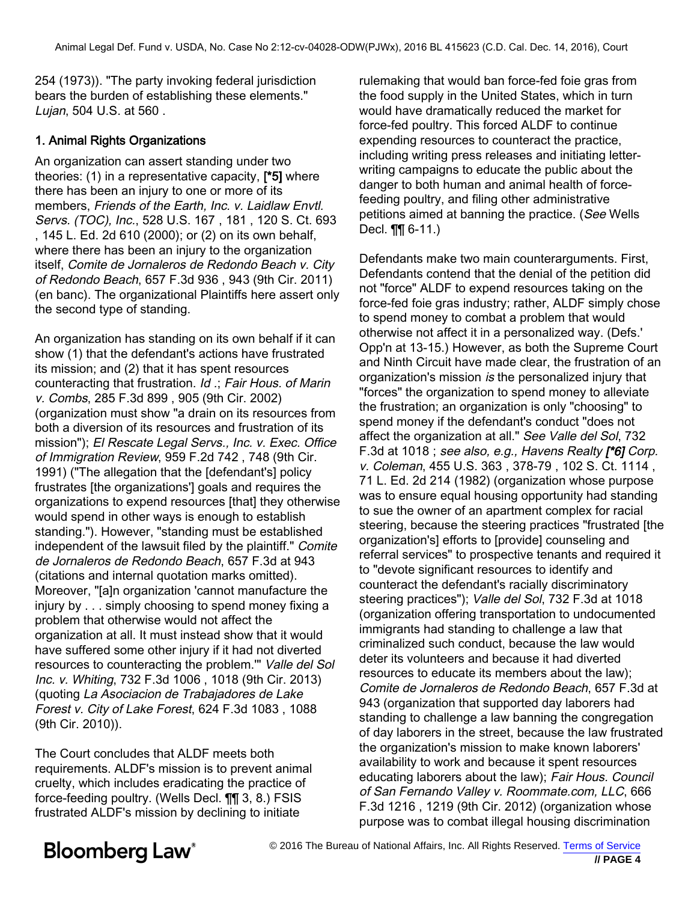254 (1973)). "The party invoking federal jurisdiction bears the burden of establishing these elements." *Lujan*, 504 U.S. at 560 .

### 1. Animal Rights Organizations

An organization can assert standing under two theories: (1) in a representative capacity, **[*5]** where there has been an injury to one or more of its members, *Friends of the Earth, Inc. v. Laidlaw Envtl. Servs. (TOC), Inc.*, 528 U.S. 167 , 181 , 120 S. Ct. 693 , 145 L. Ed. 2d 610 (2000); or (2) on its own behalf, where there has been an injury to the organization itself, *Comite de Jornaleros de Redondo Beach v. City of Redondo Beach*, 657 F.3d 936 , 943 (9th Cir. 2011) (en banc). The organizational Plaintiffs here assert only the second type of standing.

An organization has standing on its own behalf if it can show (1) that the defendant's actions have frustrated its mission; and (2) that it has spent resources counteracting that frustration. *Id* .; *Fair Hous. of Marin v. Combs*, 285 F.3d 899 , 905 (9th Cir. 2002) (organization must show "a drain on its resources from both a diversion of its resources and frustration of its mission"); *El Rescate Legal Servs., Inc. v. Exec. Office of Immigration Review*, 959 F.2d 742 , 748 (9th Cir. 1991) ("The allegation that the [defendant's] policy frustrates [the organizations'] goals and requires the organizations to expend resources [that] they otherwise would spend in other ways is enough to establish standing."). However, "standing must be established independent of the lawsuit filed by the plaintiff." *Comite de Jornaleros de Redondo Beach*, 657 F.3d at 943 (citations and internal quotation marks omitted). Moreover, "[a]n organization 'cannot manufacture the injury by . . . simply choosing to spend money fixing a problem that otherwise would not affect the organization at all. It must instead show that it would have suffered some other injury if it had not diverted resources to counteracting the problem.'" *Valle del Sol Inc. v. Whiting*, 732 F.3d 1006 , 1018 (9th Cir. 2013) (quoting *La Asociacion de Trabajadores de Lake Forest v. City of Lake Forest*, 624 F.3d 1083 , 1088 (9th Cir. 2010)).

The Court concludes that ALDF meets both requirements. ALDF's mission is to prevent animal cruelty, which includes eradicating the practice of force-feeding poultry. (Wells Decl. ¶¶ 3, 8.) FSIS frustrated ALDF's mission by declining to initiate rulemaking that would ban force-fed foie gras from the food supply in the United States, which in turn would have dramatically reduced the market for force-fed poultry. This forced ALDF to continue expending resources to counteract the practice, including writing press releases and initiating letter-writing campaigns to educate the public about the danger to both human and animal health of force-feeding poultry, and filing other administrative petitions aimed at banning the practice. (*See* Wells Decl. ¶¶ 6-11.)

Defendants make two main counterarguments. First, Defendants contend that the denial of the petition did not "force" ALDF to expend resources taking on the force-fed foie gras industry; rather, ALDF simply chose to spend money to combat a problem that would otherwise not affect it in a personalized way. (Defs.' Opp'n at 13-15.) However, as both the Supreme Court and Ninth Circuit have made clear, the frustration of an organization's mission *is* the personalized injury that "forces" the organization to spend money to alleviate the frustration; an organization is only "choosing" to spend money if the defendant's conduct "does not affect the organization at all." *See Valle del Sol*, 732 F.3d at 1018 ; *see also, e.g., Havens Realty* ***[*6]*** *Corp. v. Coleman*, 455 U.S. 363 , 378-79 , 102 S. Ct. 1114 , 71 L. Ed. 2d 214 (1982) (organization whose purpose was to ensure equal housing opportunity had standing to sue the owner of an apartment complex for racial steering, because the steering practices "frustrated [the organization's] efforts to [provide] counseling and referral services" to prospective tenants and required it to "devote significant resources to identify and counteract the defendant's racially discriminatory steering practices"); *Valle del Sol*, 732 F.3d at 1018 (organization offering transportation to undocumented immigrants had standing to challenge a law that criminalized such conduct, because the law would deter its volunteers and because it had diverted resources to educate its members about the law); *Comite de Jornaleros de Redondo Beach*, 657 F.3d at 943 (organization that supported day laborers had standing to challenge a law banning the congregation of day laborers in the street, because the law frustrated the organization's mission to make known laborers' availability to work and because it spent resources educating laborers about the law); *Fair Hous. Council of San Fernando Valley v. Roommate.com, LLC*, 666 F.3d 1216 , 1219 (9th Cir. 2012) (organization whose purpose was to combat illegal housing discrimination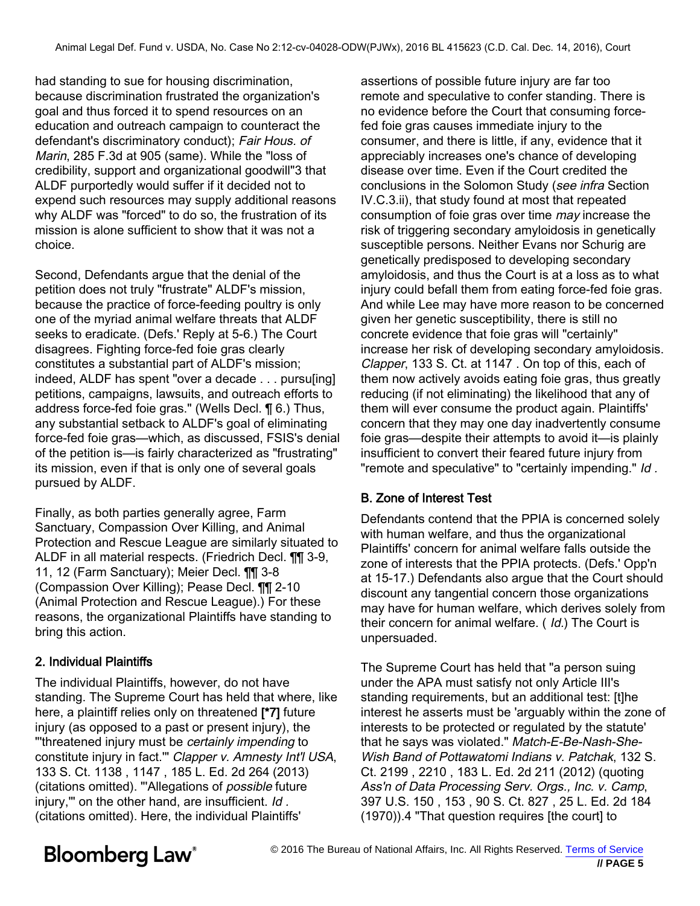had standing to sue for housing discrimination, because discrimination frustrated the organization's goal and thus forced it to spend resources on an education and outreach campaign to counteract the defendant's discriminatory conduct); *Fair Hous. of Marin*, 285 F.3d at 905 (same). While the "loss of credibility, support and organizational goodwill"3 that ALDF purportedly would suffer if it decided not to expend such resources may supply additional reasons why ALDF was "forced" to do so, the frustration of its mission is alone sufficient to show that it was not a choice.

Second, Defendants argue that the denial of the petition does not truly "frustrate" ALDF's mission, because the practice of force-feeding poultry is only one of the myriad animal welfare threats that ALDF seeks to eradicate. (Defs.' Reply at 5-6.) The Court disagrees. Fighting force-fed foie gras clearly constitutes a substantial part of ALDF's mission; indeed, ALDF has spent "over a decade . . . pursu[ing] petitions, campaigns, lawsuits, and outreach efforts to address force-fed foie gras." (Wells Decl. ¶ 6.) Thus, any substantial setback to ALDF's goal of eliminating force-fed foie gras—which, as discussed, FSIS's denial of the petition is—is fairly characterized as "frustrating" its mission, even if that is only one of several goals pursued by ALDF.

Finally, as both parties generally agree, Farm Sanctuary, Compassion Over Killing, and Animal Protection and Rescue League are similarly situated to ALDF in all material respects. (Friedrich Decl. ¶¶ 3-9, 11, 12 (Farm Sanctuary); Meier Decl. ¶¶ 3-8 (Compassion Over Killing); Pease Decl. ¶¶ 2-10 (Animal Protection and Rescue League).) For these reasons, the organizational Plaintiffs have standing to bring this action.

#### 2. Individual Plaintiffs

The individual Plaintiffs, however, do not have standing. The Supreme Court has held that where, like here, a plaintiff relies only on threatened **[*7]** future injury (as opposed to a past or present injury), the "'threatened injury must be *certainly impending* to constitute injury in fact.'" *Clapper v. Amnesty Int'l USA*, 133 S. Ct. 1138 , 1147 , 185 L. Ed. 2d 264 (2013) (citations omitted). "'Allegations of *possible* future injury,'" on the other hand, are insufficient. *Id* . (citations omitted). Here, the individual Plaintiffs' assertions of possible future injury are far too remote and speculative to confer standing. There is no evidence before the Court that consuming force-fed foie gras causes immediate injury to the consumer, and there is little, if any, evidence that it appreciably increases one's chance of developing disease over time. Even if the Court credited the conclusions in the Solomon Study (*see infra* Section IV.C.3.ii), that study found at most that repeated consumption of foie gras over time *may* increase the risk of triggering secondary amyloidosis in genetically susceptible persons. Neither Evans nor Schurig are genetically predisposed to developing secondary amyloidosis, and thus the Court is at a loss as to what injury could befall them from eating force-fed foie gras. And while Lee may have more reason to be concerned given her genetic susceptibility, there is still no concrete evidence that foie gras will "certainly" increase her risk of developing secondary amyloidosis. *Clapper*, 133 S. Ct. at 1147 . On top of this, each of them now actively avoids eating foie gras, thus greatly reducing (if not eliminating) the likelihood that any of them will ever consume the product again. Plaintiffs' concern that they may one day inadvertently consume foie gras—despite their attempts to avoid it—is plainly insufficient to convert their feared future injury from "remote and speculative" to "certainly impending." *Id* .

### B. Zone of Interest Test

Defendants contend that the PPIA is concerned solely with human welfare, and thus the organizational Plaintiffs' concern for animal welfare falls outside the zone of interests that the PPIA protects. (Defs.' Opp'n at 15-17.) Defendants also argue that the Court should discount any tangential concern those organizations may have for human welfare, which derives solely from their concern for animal welfare. ( *Id*.) The Court is unpersuaded.

The Supreme Court has held that "a person suing under the APA must satisfy not only Article III's standing requirements, but an additional test: [t]he interest he asserts must be 'arguably within the zone of interests to be protected or regulated by the statute' that he says was violated." *Match-E-Be-Nash-She-Wish Band of Pottawatomi Indians v. Patchak*, 132 S. Ct. 2199 , 2210 , 183 L. Ed. 2d 211 (2012) (quoting *Ass'n of Data Processing Serv. Orgs., Inc. v. Camp*, 397 U.S. 150 , 153 , 90 S. Ct. 827 , 25 L. Ed. 2d 184 (1970)).4 "That question requires [the court] to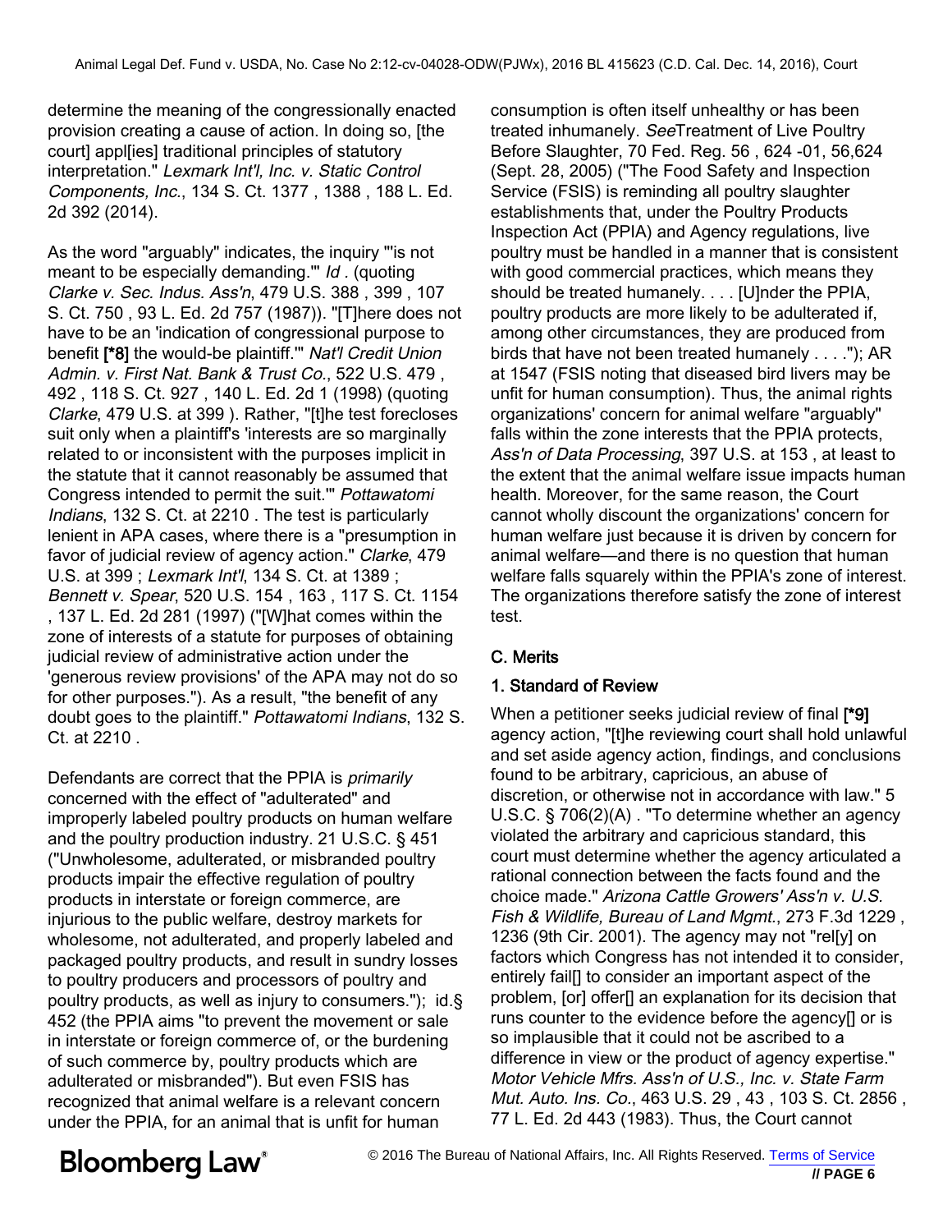determine the meaning of the congressionally enacted provision creating a cause of action. In doing so, [the court] appl[ies] traditional principles of statutory interpretation." *Lexmark Int'l, Inc. v. Static Control Components, Inc.*, 134 S. Ct. 1377 , 1388 , 188 L. Ed. 2d 392 (2014).

As the word "arguably" indicates, the inquiry "'is not meant to be especially demanding.'" *Id* . (quoting *Clarke v. Sec. Indus. Ass'n*, 479 U.S. 388 , 399 , 107 S. Ct. 750 , 93 L. Ed. 2d 757 (1987)). "[T]here does not have to be an 'indication of congressional purpose to benefit **[*8]** the would-be plaintiff.'" *Nat'l Credit Union Admin. v. First Nat. Bank & Trust Co.*, 522 U.S. 479 , 492 , 118 S. Ct. 927 , 140 L. Ed. 2d 1 (1998) (quoting *Clarke*, 479 U.S. at 399 ). Rather, "[t]he test forecloses suit only when a plaintiff's 'interests are so marginally related to or inconsistent with the purposes implicit in the statute that it cannot reasonably be assumed that Congress intended to permit the suit.'" *Pottawatomi Indians*, 132 S. Ct. at 2210 . The test is particularly lenient in APA cases, where there is a "presumption in favor of judicial review of agency action." *Clarke*, 479 U.S. at 399 ; *Lexmark Int'l*, 134 S. Ct. at 1389 ; *Bennett v. Spear*, 520 U.S. 154 , 163 , 117 S. Ct. 1154 , 137 L. Ed. 2d 281 (1997) ("[W]hat comes within the zone of interests of a statute for purposes of obtaining judicial review of administrative action under the 'generous review provisions' of the APA may not do so for other purposes."). As a result, "the benefit of any doubt goes to the plaintiff." *Pottawatomi Indians*, 132 S. Ct. at 2210 .

Defendants are correct that the PPIA is *primarily* concerned with the effect of "adulterated" and improperly labeled poultry products on human welfare and the poultry production industry. 21 U.S.C. § 451 ("Unwholesome, adulterated, or misbranded poultry products impair the effective regulation of poultry products in interstate or foreign commerce, are injurious to the public welfare, destroy markets for wholesome, not adulterated, and properly labeled and packaged poultry products, and result in sundry losses to poultry producers and processors of poultry and poultry products, as well as injury to consumers."); id.§ 452 (the PPIA aims "to prevent the movement or sale in interstate or foreign commerce of, or the burdening of such commerce by, poultry products which are adulterated or misbranded"). But even FSIS has recognized that animal welfare is a relevant concern under the PPIA, for an animal that is unfit for human consumption is often itself unhealthy or has been treated inhumanely. *See*Treatment of Live Poultry Before Slaughter, 70 Fed. Reg. 56 , 624 -01, 56,624 (Sept. 28, 2005) ("The Food Safety and Inspection Service (FSIS) is reminding all poultry slaughter establishments that, under the Poultry Products Inspection Act (PPIA) and Agency regulations, live poultry must be handled in a manner that is consistent with good commercial practices, which means they should be treated humanely. . . . [U]nder the PPIA, poultry products are more likely to be adulterated if, among other circumstances, they are produced from birds that have not been treated humanely . . . ."); AR at 1547 (FSIS noting that diseased bird livers may be unfit for human consumption). Thus, the animal rights organizations' concern for animal welfare "arguably" falls within the zone interests that the PPIA protects, *Ass'n of Data Processing*, 397 U.S. at 153 , at least to the extent that the animal welfare issue impacts human health. Moreover, for the same reason, the Court cannot wholly discount the organizations' concern for human welfare just because it is driven by concern for animal welfare—and there is no question that human welfare falls squarely within the PPIA's zone of interest. The organizations therefore satisfy the zone of interest test.

### C. Merits

#### 1. Standard of Review

When a petitioner seeks judicial review of final **[*9]** agency action, "[t]he reviewing court shall hold unlawful and set aside agency action, findings, and conclusions found to be arbitrary, capricious, an abuse of discretion, or otherwise not in accordance with law." 5 U.S.C. § 706(2)(A) . "To determine whether an agency violated the arbitrary and capricious standard, this court must determine whether the agency articulated a rational connection between the facts found and the choice made." *Arizona Cattle Growers' Ass'n v. U.S. Fish & Wildlife, Bureau of Land Mgmt.*, 273 F.3d 1229 , 1236 (9th Cir. 2001). The agency may not "rel[y] on factors which Congress has not intended it to consider, entirely fail[] to consider an important aspect of the problem, [or] offer[] an explanation for its decision that runs counter to the evidence before the agency[] or is so implausible that it could not be ascribed to a difference in view or the product of agency expertise." *Motor Vehicle Mfrs. Ass'n of U.S., Inc. v. State Farm Mut. Auto. Ins. Co.*, 463 U.S. 29 , 43 , 103 S. Ct. 2856 , 77 L. Ed. 2d 443 (1983). Thus, the Court cannot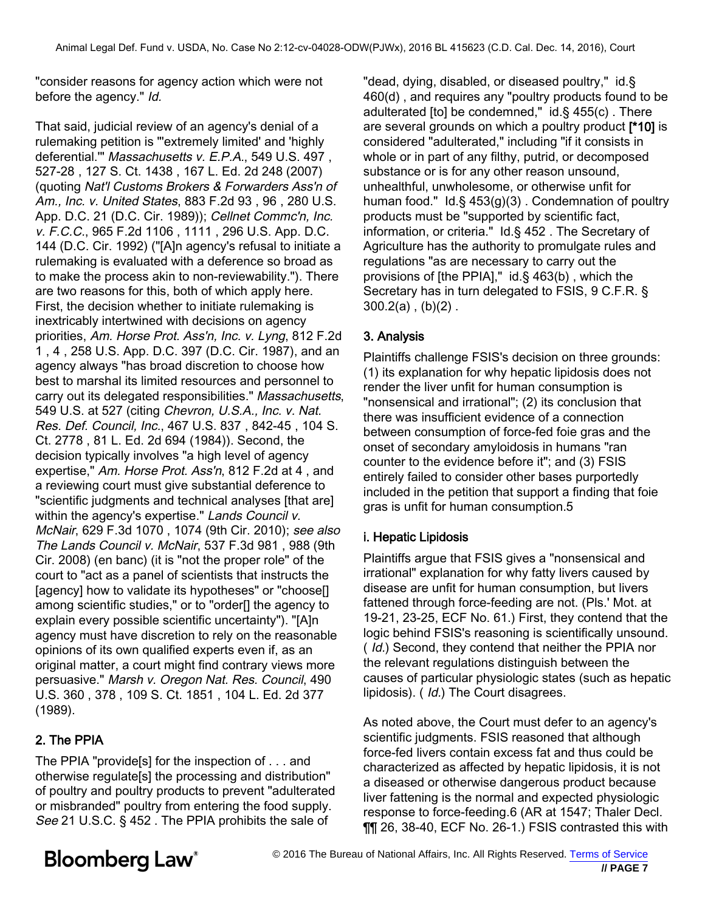"consider reasons for agency action which were not before the agency." *Id.*

That said, judicial review of an agency's denial of a rulemaking petition is "'extremely limited' and 'highly deferential.'" *Massachusetts v. E.P.A.*, 549 U.S. 497 , 527-28 , 127 S. Ct. 1438 , 167 L. Ed. 2d 248 (2007) (quoting *Nat'l Customs Brokers & Forwarders Ass'n of Am., Inc. v. United States*, 883 F.2d 93 , 96 , 280 U.S. App. D.C. 21 (D.C. Cir. 1989)); *Cellnet Commc'n, Inc. v. F.C.C.*, 965 F.2d 1106 , 1111 , 296 U.S. App. D.C. 144 (D.C. Cir. 1992) ("[A]n agency's refusal to initiate a rulemaking is evaluated with a deference so broad as to make the process akin to non-reviewability."). There are two reasons for this, both of which apply here. First, the decision whether to initiate rulemaking is inextricably intertwined with decisions on agency priorities, *Am. Horse Prot. Ass'n, Inc. v. Lyng*, 812 F.2d 1 , 4 , 258 U.S. App. D.C. 397 (D.C. Cir. 1987), and an agency always "has broad discretion to choose how best to marshal its limited resources and personnel to carry out its delegated responsibilities." *Massachusetts*, 549 U.S. at 527 (citing *Chevron, U.S.A., Inc. v. Nat. Res. Def. Council, Inc.*, 467 U.S. 837 , 842-45 , 104 S. Ct. 2778 , 81 L. Ed. 2d 694 (1984)). Second, the decision typically involves "a high level of agency expertise," *Am. Horse Prot. Ass'n*, 812 F.2d at 4 , and a reviewing court must give substantial deference to "scientific judgments and technical analyses [that are] within the agency's expertise." *Lands Council v. McNair*, 629 F.3d 1070 , 1074 (9th Cir. 2010); *see also The Lands Council v. McNair*, 537 F.3d 981 , 988 (9th Cir. 2008) (en banc) (it is "not the proper role" of the court to "act as a panel of scientists that instructs the [agency] how to validate its hypotheses" or "choose[] among scientific studies," or to "order[] the agency to explain every possible scientific uncertainty"). "[A]n agency must have discretion to rely on the reasonable opinions of its own qualified experts even if, as an original matter, a court might find contrary views more persuasive." *Marsh v. Oregon Nat. Res. Council*, 490 U.S. 360 , 378 , 109 S. Ct. 1851 , 104 L. Ed. 2d 377 (1989).

### 2. The PPIA

The PPIA "provide[s] for the inspection of . . . and otherwise regulate[s] the processing and distribution" of poultry and poultry products to prevent "adulterated or misbranded" poultry from entering the food supply. *See* 21 U.S.C. § 452 . The PPIA prohibits the sale of "dead, dying, disabled, or diseased poultry," id.§ 460(d) , and requires any "poultry products found to be adulterated [to] be condemned," id.§ 455(c) . There are several grounds on which a poultry product **[\*10]** is considered "adulterated," including "if it consists in whole or in part of any filthy, putrid, or decomposed substance or is for any other reason unsound, unhealthful, unwholesome, or otherwise unfit for human food." Id.§ 453(g)(3) . Condemnation of poultry products must be "supported by scientific fact, information, or criteria." Id.§ 452 . The Secretary of Agriculture has the authority to promulgate rules and regulations "as are necessary to carry out the provisions of [the PPIA]," id.§ 463(b) , which the Secretary has in turn delegated to FSIS, 9 C.F.R. § 300.2(a) , (b)(2) .

### 3. Analysis

Plaintiffs challenge FSIS's decision on three grounds: (1) its explanation for why hepatic lipidosis does not render the liver unfit for human consumption is "nonsensical and irrational"; (2) its conclusion that there was insufficient evidence of a connection between consumption of force-fed foie gras and the onset of secondary amyloidosis in humans "ran counter to the evidence before it"; and (3) FSIS entirely failed to consider other bases purportedly included in the petition that support a finding that foie gras is unfit for human consumption.5

#### i. Hepatic Lipidosis

Plaintiffs argue that FSIS gives a "nonsensical and irrational" explanation for why fatty livers caused by disease are unfit for human consumption, but livers fattened through force-feeding are not. (Pls.' Mot. at 19-21, 23-25, ECF No. 61.) First, they contend that the logic behind FSIS's reasoning is scientifically unsound. ( *Id.*) Second, they contend that neither the PPIA nor the relevant regulations distinguish between the causes of particular physiologic states (such as hepatic lipidosis). ( *Id.*) The Court disagrees.

As noted above, the Court must defer to an agency's scientific judgments. FSIS reasoned that although force-fed livers contain excess fat and thus could be characterized as affected by hepatic lipidosis, it is not a diseased or otherwise dangerous product because liver fattening is the normal and expected physiologic response to force-feeding.6 (AR at 1547; Thaler Decl. ¶¶ 26, 38-40, ECF No. 26-1.) FSIS contrasted this with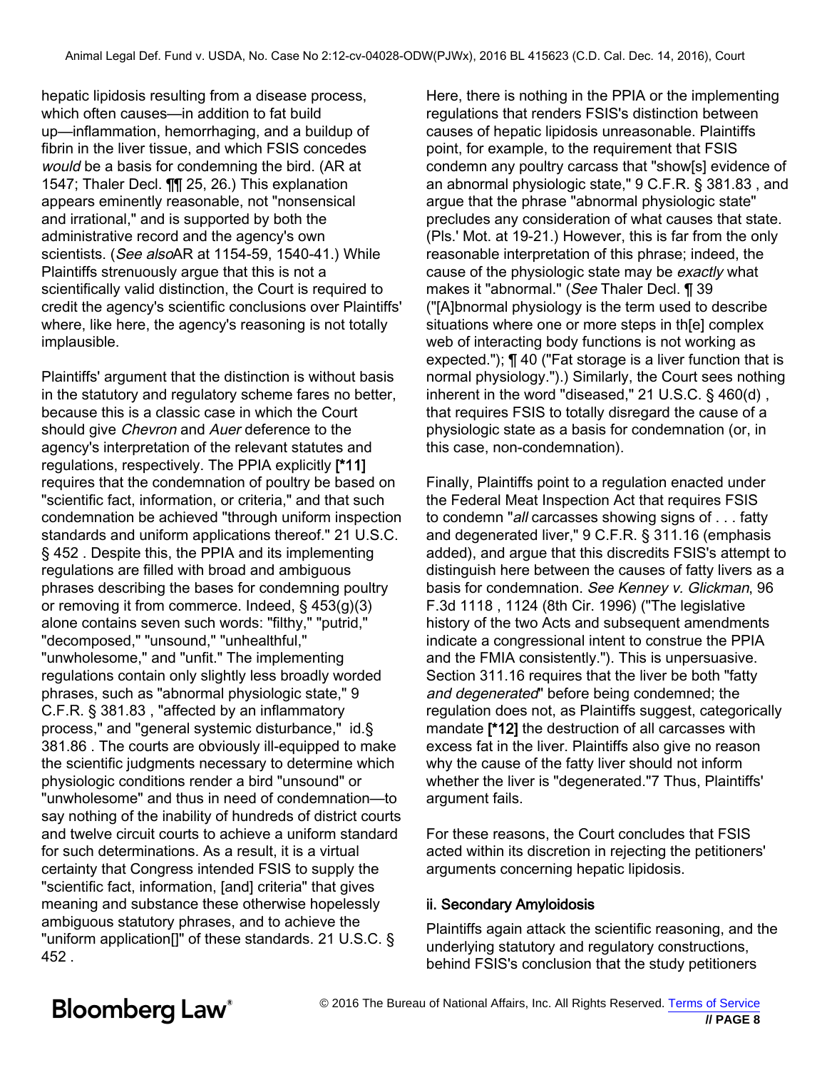hepatic lipidosis resulting from a disease process, which often causes—in addition to fat build up—inflammation, hemorrhaging, and a buildup of fibrin in the liver tissue, and which FSIS concedes *would* be a basis for condemning the bird. (AR at 1547; Thaler Decl. ¶¶ 25, 26.) This explanation appears eminently reasonable, not "nonsensical and irrational," and is supported by both the administrative record and the agency's own scientists. (*See also*AR at 1154-59, 1540-41.) While Plaintiffs strenuously argue that this is not a scientifically valid distinction, the Court is required to credit the agency's scientific conclusions over Plaintiffs' where, like here, the agency's reasoning is not totally implausible.

Plaintiffs' argument that the distinction is without basis in the statutory and regulatory scheme fares no better, because this is a classic case in which the Court should give *Chevron* and *Auer* deference to the agency's interpretation of the relevant statutes and regulations, respectively. The PPIA explicitly **[*11]** requires that the condemnation of poultry be based on "scientific fact, information, or criteria," and that such condemnation be achieved "through uniform inspection standards and uniform applications thereof." 21 U.S.C. § 452 . Despite this, the PPIA and its implementing regulations are filled with broad and ambiguous phrases describing the bases for condemning poultry or removing it from commerce. Indeed, § 453(g)(3) alone contains seven such words: "filthy," "putrid," "decomposed," "unsound," "unhealthful," "unwholesome," and "unfit." The implementing regulations contain only slightly less broadly worded phrases, such as "abnormal physiologic state," 9 C.F.R. § 381.83 , "affected by an inflammatory process," and "general systemic disturbance," id.§ 381.86 . The courts are obviously ill-equipped to make the scientific judgments necessary to determine which physiologic conditions render a bird "unsound" or "unwholesome" and thus in need of condemnation—to say nothing of the inability of hundreds of district courts and twelve circuit courts to achieve a uniform standard for such determinations. As a result, it is a virtual certainty that Congress intended FSIS to supply the "scientific fact, information, [and] criteria" that gives meaning and substance these otherwise hopelessly ambiguous statutory phrases, and to achieve the "uniform application[]" of these standards. 21 U.S.C. § 452 .

Here, there is nothing in the PPIA or the implementing regulations that renders FSIS's distinction between causes of hepatic lipidosis unreasonable. Plaintiffs point, for example, to the requirement that FSIS condemn any poultry carcass that "show[s] evidence of an abnormal physiologic state," 9 C.F.R. § 381.83 , and argue that the phrase "abnormal physiologic state" precludes any consideration of what causes that state. (Pls.' Mot. at 19-21.) However, this is far from the only reasonable interpretation of this phrase; indeed, the cause of the physiologic state may be *exactly* what makes it "abnormal." (*See* Thaler Decl. ¶ 39 ("[A]bnormal physiology is the term used to describe situations where one or more steps in th[e] complex web of interacting body functions is not working as expected."); ¶ 40 ("Fat storage is a liver function that is normal physiology.").) Similarly, the Court sees nothing inherent in the word "diseased," 21 U.S.C. § 460(d) , that requires FSIS to totally disregard the cause of a physiologic state as a basis for condemnation (or, in this case, non-condemnation).

Finally, Plaintiffs point to a regulation enacted under the Federal Meat Inspection Act that requires FSIS to condemn "*all* carcasses showing signs of . . . fatty and degenerated liver," 9 C.F.R. § 311.16 (emphasis added), and argue that this discredits FSIS's attempt to distinguish here between the causes of fatty livers as a basis for condemnation. *See Kenney v. Glickman*, 96 F.3d 1118 , 1124 (8th Cir. 1996) ("The legislative history of the two Acts and subsequent amendments indicate a congressional intent to construe the PPIA and the FMIA consistently."). This is unpersuasive. Section 311.16 requires that the liver be both "fatty *and degenerated*" before being condemned; the regulation does not, as Plaintiffs suggest, categorically mandate **[*12]** the destruction of all carcasses with excess fat in the liver. Plaintiffs also give no reason why the cause of the fatty liver should not inform whether the liver is "degenerated."7 Thus, Plaintiffs' argument fails.

For these reasons, the Court concludes that FSIS acted within its discretion in rejecting the petitioners' arguments concerning hepatic lipidosis.

### ii. Secondary Amyloidosis

Plaintiffs again attack the scientific reasoning, and the underlying statutory and regulatory constructions, behind FSIS's conclusion that the study petitioners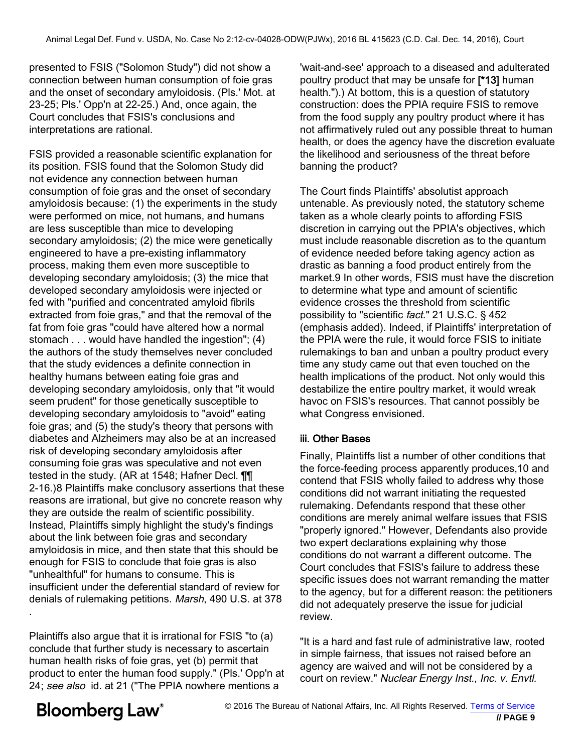presented to FSIS ("Solomon Study") did not show a connection between human consumption of foie gras and the onset of secondary amyloidosis. (Pls.' Mot. at 23-25; Pls.' Opp'n at 22-25.) And, once again, the Court concludes that FSIS's conclusions and interpretations are rational.

FSIS provided a reasonable scientific explanation for its position. FSIS found that the Solomon Study did not evidence any connection between human consumption of foie gras and the onset of secondary amyloidosis because: (1) the experiments in the study were performed on mice, not humans, and humans are less susceptible than mice to developing secondary amyloidosis; (2) the mice were genetically engineered to have a pre-existing inflammatory process, making them even more susceptible to developing secondary amyloidosis; (3) the mice that developed secondary amyloidosis were injected or fed with "purified and concentrated amyloid fibrils extracted from foie gras," and that the removal of the fat from foie gras "could have altered how a normal stomach . . . would have handled the ingestion"; (4) the authors of the study themselves never concluded that the study evidences a definite connection in healthy humans between eating foie gras and developing secondary amyloidosis, only that "it would seem prudent" for those genetically susceptible to developing secondary amyloidosis to "avoid" eating foie gras; and (5) the study's theory that persons with diabetes and Alzheimers may also be at an increased risk of developing secondary amyloidosis after consuming foie gras was speculative and not even tested in the study. (AR at 1548; Hafner Decl. ¶¶ 2-16.)8 Plaintiffs make conclusory assertions that these reasons are irrational, but give no concrete reason why they are outside the realm of scientific possibility. Instead, Plaintiffs simply highlight the study's findings about the link between foie gras and secondary amyloidosis in mice, and then state that this should be enough for FSIS to conclude that foie gras is also "unhealthful" for humans to consume. This is insufficient under the deferential standard of review for denials of rulemaking petitions. *Marsh*, 490 U.S. at 378 .

Plaintiffs also argue that it is irrational for FSIS "to (a) conclude that further study is necessary to ascertain human health risks of foie gras, yet (b) permit that product to enter the human food supply." (Pls.' Opp'n at 24; *see also* id. at 21 ("The PPIA nowhere mentions a 'wait-and-see' approach to a diseased and adulterated poultry product that may be unsafe for **[*13]** human health.").) At bottom, this is a question of statutory construction: does the PPIA require FSIS to remove from the food supply any poultry product where it has not affirmatively ruled out any possible threat to human health, or does the agency have the discretion evaluate the likelihood and seriousness of the threat before banning the product?

The Court finds Plaintiffs' absolutist approach untenable. As previously noted, the statutory scheme taken as a whole clearly points to affording FSIS discretion in carrying out the PPIA's objectives, which must include reasonable discretion as to the quantum of evidence needed before taking agency action as drastic as banning a food product entirely from the market.9 In other words, FSIS must have the discretion to determine what type and amount of scientific evidence crosses the threshold from scientific possibility to "scientific *fact*." 21 U.S.C. § 452 (emphasis added). Indeed, if Plaintiffs' interpretation of the PPIA were the rule, it would force FSIS to initiate rulemakings to ban and unban a poultry product every time any study came out that even touched on the health implications of the product. Not only would this destabilize the entire poultry market, it would wreak havoc on FSIS's resources. That cannot possibly be what Congress envisioned.

### iii. Other Bases

Finally, Plaintiffs list a number of other conditions that the force-feeding process apparently produces,10 and contend that FSIS wholly failed to address why those conditions did not warrant initiating the requested rulemaking. Defendants respond that these other conditions are merely animal welfare issues that FSIS "properly ignored." However, Defendants also provide two expert declarations explaining why those conditions do not warrant a different outcome. The Court concludes that FSIS's failure to address these specific issues does not warrant remanding the matter to the agency, but for a different reason: the petitioners did not adequately preserve the issue for judicial review.

"It is a hard and fast rule of administrative law, rooted in simple fairness, that issues not raised before an agency are waived and will not be considered by a court on review." *Nuclear Energy Inst., Inc. v. Envtl.*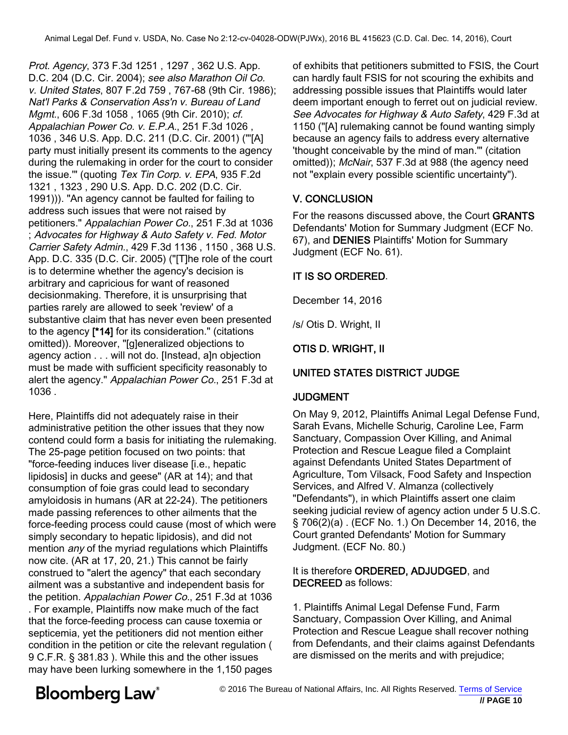*Prot. Agency*, 373 F.3d 1251 , 1297 , 362 U.S. App. D.C. 204 (D.C. Cir. 2004); *see also Marathon Oil Co. v. United States*, 807 F.2d 759 , 767-68 (9th Cir. 1986); *Nat'l Parks & Conservation Ass'n v. Bureau of Land Mgmt.*, 606 F.3d 1058 , 1065 (9th Cir. 2010); *cf. Appalachian Power Co. v. E.P.A.*, 251 F.3d 1026 , 1036 , 346 U.S. App. D.C. 211 (D.C. Cir. 2001) ("'[A] party must initially present its comments to the agency during the rulemaking in order for the court to consider the issue.'" (quoting *Tex Tin Corp. v. EPA*, 935 F.2d 1321 , 1323 , 290 U.S. App. D.C. 202 (D.C. Cir. 1991))). "An agency cannot be faulted for failing to address such issues that were not raised by petitioners." *Appalachian Power Co.*, 251 F.3d at 1036 ; *Advocates for Highway & Auto Safety v. Fed. Motor Carrier Safety Admin.*, 429 F.3d 1136 , 1150 , 368 U.S. App. D.C. 335 (D.C. Cir. 2005) ("[T]he role of the court is to determine whether the agency's decision is arbitrary and capricious for want of reasoned decisionmaking. Therefore, it is unsurprising that parties rarely are allowed to seek 'review' of a substantive claim that has never even been presented to the agency **[*14]** for its consideration." (citations omitted)). Moreover, "[g]eneralized objections to agency action . . . will not do. [Instead, a]n objection must be made with sufficient specificity reasonably to alert the agency." *Appalachian Power Co.*, 251 F.3d at 1036 .

Here, Plaintiffs did not adequately raise in their administrative petition the other issues that they now contend could form a basis for initiating the rulemaking. The 25-page petition focused on two points: that "force-feeding induces liver disease [i.e., hepatic lipidosis] in ducks and geese" (AR at 14); and that consumption of foie gras could lead to secondary amyloidosis in humans (AR at 22-24). The petitioners made passing references to other ailments that the force-feeding process could cause (most of which were simply secondary to hepatic lipidosis), and did not mention *any* of the myriad regulations which Plaintiffs now cite. (AR at 17, 20, 21.) This cannot be fairly construed to "alert the agency" that each secondary ailment was a substantive and independent basis for the petition. *Appalachian Power Co.*, 251 F.3d at 1036 . For example, Plaintiffs now make much of the fact that the force-feeding process can cause toxemia or septicemia, yet the petitioners did not mention either condition in the petition or cite the relevant regulation ( 9 C.F.R. § 381.83 ). While this and the other issues may have been lurking somewhere in the 1,150 pages of exhibits that petitioners submitted to FSIS, the Court can hardly fault FSIS for not scouring the exhibits and addressing possible issues that Plaintiffs would later deem important enough to ferret out on judicial review. *See Advocates for Highway & Auto Safety*, 429 F.3d at 1150 ("[A] rulemaking cannot be found wanting simply because an agency fails to address every alternative 'thought conceivable by the mind of man.'" (citation omitted)); *McNair*, 537 F.3d at 988 (the agency need not "explain every possible scientific uncertainty").

## V. CONCLUSION

For the reasons discussed above, the Court **GRANTS** Defendants' Motion for Summary Judgment (ECF No. 67), and **DENIES** Plaintiffs' Motion for Summary Judgment (ECF No. 61).

**IT IS SO ORDERED**.

December 14, 2016

/s/ Otis D. Wright, II

**OTIS D. WRIGHT, II**

**UNITED STATES DISTRICT JUDGE**

## JUDGMENT

On May 9, 2012, Plaintiffs Animal Legal Defense Fund, Sarah Evans, Michelle Schurig, Caroline Lee, Farm Sanctuary, Compassion Over Killing, and Animal Protection and Rescue League filed a Complaint against Defendants United States Department of Agriculture, Tom Vilsack, Food Safety and Inspection Services, and Alfred V. Almanza (collectively "Defendants"), in which Plaintiffs assert one claim seeking judicial review of agency action under 5 U.S.C. § 706(2)(a) . (ECF No. 1.) On December 14, 2016, the Court granted Defendants' Motion for Summary Judgment. (ECF No. 80.)

It is therefore **ORDERED, ADJUDGED**, and **DECREED** as follows:

1. Plaintiffs Animal Legal Defense Fund, Farm Sanctuary, Compassion Over Killing, and Animal Protection and Rescue League shall recover nothing from Defendants, and their claims against Defendants are dismissed on the merits and with prejudice;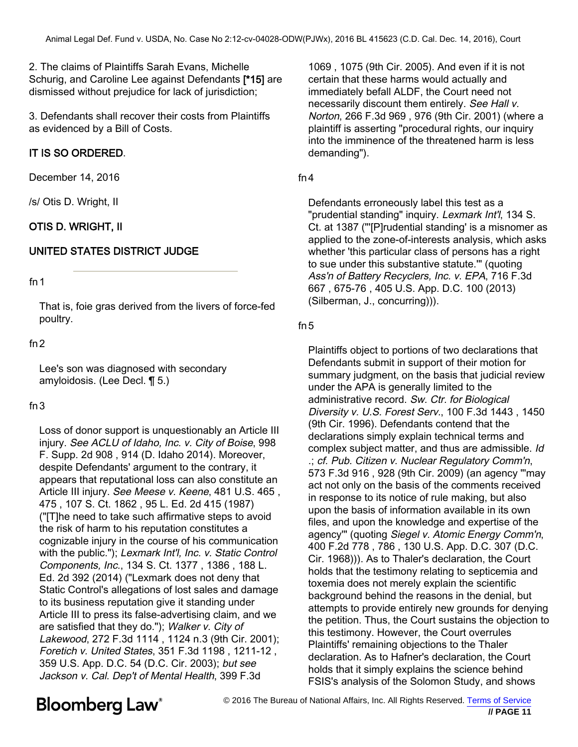2. The claims of Plaintiffs Sarah Evans, Michelle Schurig, and Caroline Lee against Defendants [*15] are dismissed without prejudice for lack of jurisdiction;

3. Defendants shall recover their costs from Plaintiffs as evidenced by a Bill of Costs.

**IT IS SO ORDERED**.

December 14, 2016

/s/ Otis D. Wright, II

**OTIS D. WRIGHT, II**

**UNITED STATES DISTRICT JUDGE**

---

fn 1

That is, foie gras derived from the livers of force-fed poultry.

fn 2

Lee's son was diagnosed with secondary amyloidosis. (Lee Decl. ¶ 5.)

fn 3

Loss of donor support is unquestionably an Article III injury. *See ACLU of Idaho, Inc. v. City of Boise*, 998 F. Supp. 2d 908 , 914 (D. Idaho 2014). Moreover, despite Defendants' argument to the contrary, it appears that reputational loss can also constitute an Article III injury. *See Meese v. Keene*, 481 U.S. 465 , 475 , 107 S. Ct. 1862 , 95 L. Ed. 2d 415 (1987) ("[T]he need to take such affirmative steps to avoid the risk of harm to his reputation constitutes a cognizable injury in the course of his communication with the public."); *Lexmark Int'l, Inc. v. Static Control Components, Inc.*, 134 S. Ct. 1377 , 1386 , 188 L. Ed. 2d 392 (2014) ("Lexmark does not deny that Static Control's allegations of lost sales and damage to its business reputation give it standing under Article III to press its false-advertising claim, and we are satisfied that they do."); *Walker v. City of Lakewood*, 272 F.3d 1114 , 1124 n.3 (9th Cir. 2001); *Foretich v. United States*, 351 F.3d 1198 , 1211-12 , 359 U.S. App. D.C. 54 (D.C. Cir. 2003); *but see Jackson v. Cal. Dep't of Mental Health*, 399 F.3d 1069 , 1075 (9th Cir. 2005). And even if it is not certain that these harms would actually and immediately befall ALDF, the Court need not necessarily discount them entirely. *See Hall v. Norton*, 266 F.3d 969 , 976 (9th Cir. 2001) (where a plaintiff is asserting "procedural rights, our inquiry into the imminence of the threatened harm is less demanding").

fn 4

Defendants erroneously label this test as a "prudential standing" inquiry. *Lexmark Int'l*, 134 S. Ct. at 1387 ("'[P]rudential standing' is a misnomer as applied to the zone-of-interests analysis, which asks whether 'this particular class of persons has a right to sue under this substantive statute.'" (quoting *Ass'n of Battery Recyclers, Inc. v. EPA*, 716 F.3d 667 , 675-76 , 405 U.S. App. D.C. 100 (2013) (Silberman, J., concurring))).

fn 5

Plaintiffs object to portions of two declarations that Defendants submit in support of their motion for summary judgment, on the basis that judicial review under the APA is generally limited to the administrative record. *Sw. Ctr. for Biological Diversity v. U.S. Forest Serv.*, 100 F.3d 1443 , 1450 (9th Cir. 1996). Defendants contend that the declarations simply explain technical terms and complex subject matter, and thus are admissible. *Id*.; *cf. Pub. Citizen v. Nuclear Regulatory Comm'n*, 573 F.3d 916 , 928 (9th Cir. 2009) (an agency "'may act not only on the basis of the comments received in response to its notice of rule making, but also upon the basis of information available in its own files, and upon the knowledge and expertise of the agency'" (quoting *Siegel v. Atomic Energy Comm'n*, 400 F.2d 778 , 786 , 130 U.S. App. D.C. 307 (D.C. Cir. 1968))). As to Thaler's declaration, the Court holds that the testimony relating to septicemia and toxemia does not merely explain the scientific background behind the reasons in the denial, but attempts to provide entirely new grounds for denying the petition. Thus, the Court sustains the objection to this testimony. However, the Court overrules Plaintiffs' remaining objections to the Thaler declaration. As to Hafner's declaration, the Court holds that it simply explains the science behind FSIS's analysis of the Solomon Study, and shows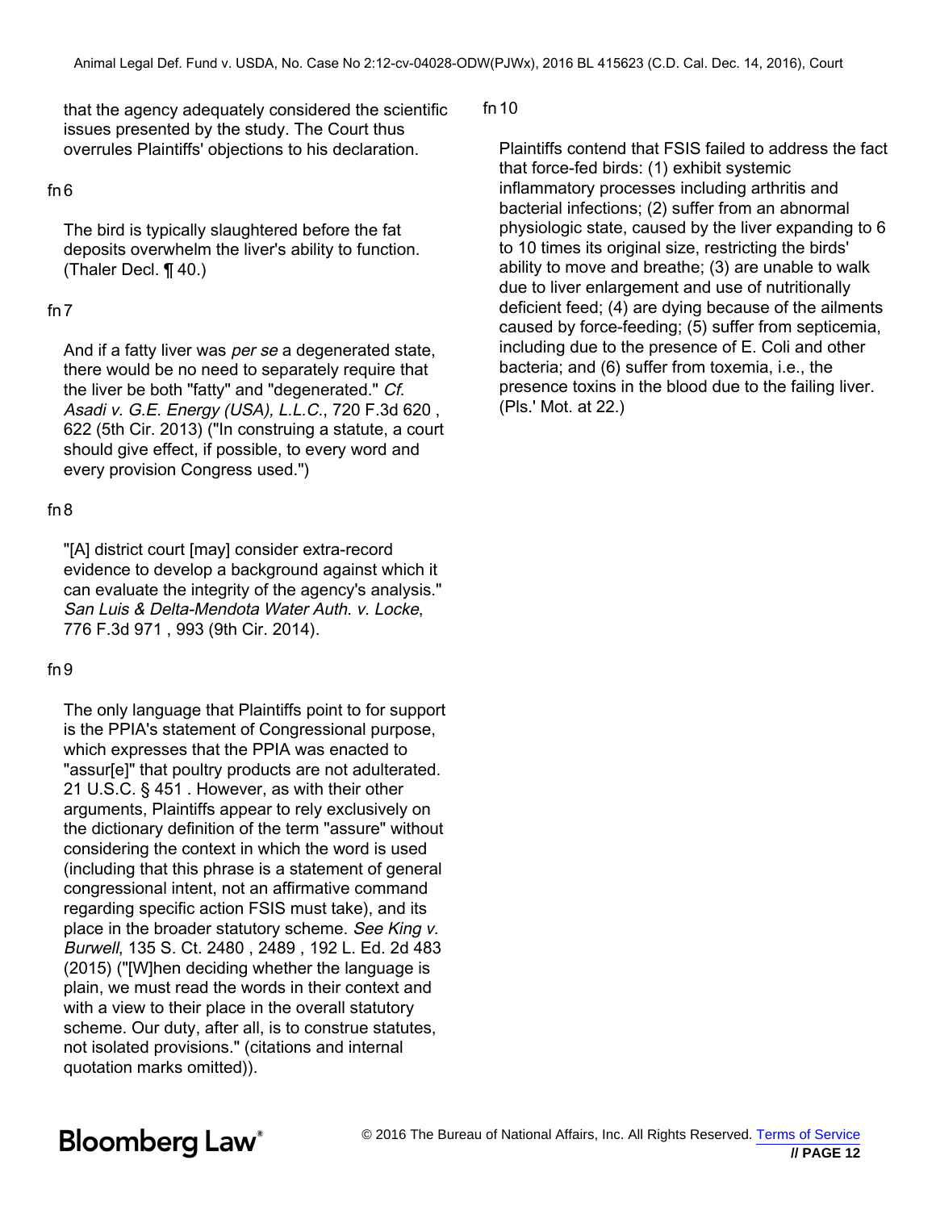that the agency adequately considered the scientific issues presented by the study. The Court thus overrules Plaintiffs' objections to his declaration.

fn 6

The bird is typically slaughtered before the fat deposits overwhelm the liver's ability to function. (Thaler Decl. ¶ 40.)

fn 7

And if a fatty liver was *per se* a degenerated state, there would be no need to separately require that the liver be both "fatty" and "degenerated." *Cf. Asadi v. G.E. Energy (USA), L.L.C.*, 720 F.3d 620 , 622 (5th Cir. 2013) ("In construing a statute, a court should give effect, if possible, to every word and every provision Congress used.")

fn 8

"[A] district court [may] consider extra-record evidence to develop a background against which it can evaluate the integrity of the agency's analysis." *San Luis & Delta-Mendota Water Auth. v. Locke*, 776 F.3d 971 , 993 (9th Cir. 2014).

fn 9

The only language that Plaintiffs point to for support is the PPIA's statement of Congressional purpose, which expresses that the PPIA was enacted to "assur[e]" that poultry products are not adulterated. 21 U.S.C. § 451 . However, as with their other arguments, Plaintiffs appear to rely exclusively on the dictionary definition of the term "assure" without considering the context in which the word is used (including that this phrase is a statement of general congressional intent, not an affirmative command regarding specific action FSIS must take), and its place in the broader statutory scheme. *See King v. Burwell*, 135 S. Ct. 2480 , 2489 , 192 L. Ed. 2d 483 (2015) ("[W]hen deciding whether the language is plain, we must read the words in their context and with a view to their place in the overall statutory scheme. Our duty, after all, is to construe statutes, not isolated provisions." (citations and internal quotation marks omitted)).

fn 10

Plaintiffs contend that FSIS failed to address the fact that force-fed birds: (1) exhibit systemic inflammatory processes including arthritis and bacterial infections; (2) suffer from an abnormal physiologic state, caused by the liver expanding to 6 to 10 times its original size, restricting the birds' ability to move and breathe; (3) are unable to walk due to liver enlargement and use of nutritionally deficient feed; (4) are dying because of the ailments caused by force-feeding; (5) suffer from septicemia, including due to the presence of E. Coli and other bacteria; and (6) suffer from toxemia, i.e., the presence toxins in the blood due to the failing liver. (Pls.' Mot. at 22.)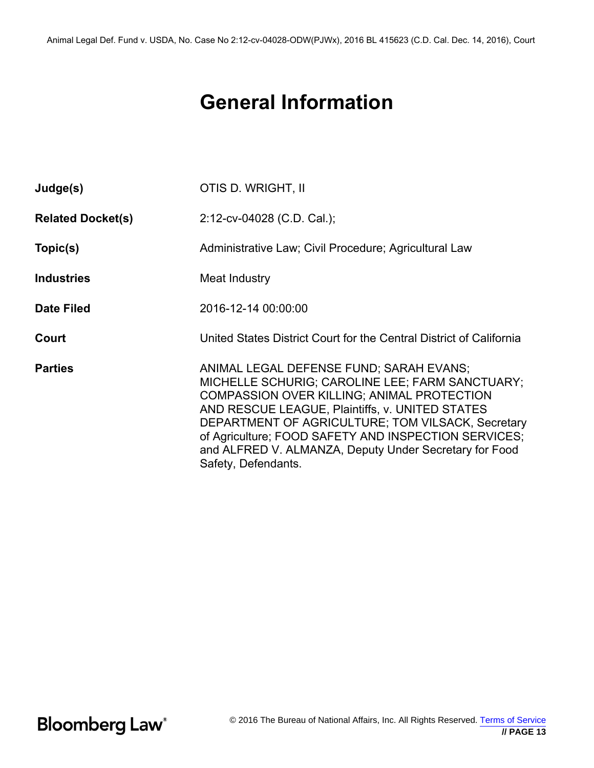# General Information

| | |
|---|---|
| **Judge(s)** | OTIS D. WRIGHT, II |
| **Related Docket(s)** | 2:12-cv-04028 (C.D. Cal.); |
| **Topic(s)** | Administrative Law; Civil Procedure; Agricultural Law |
| **Industries** | Meat Industry |
| **Date Filed** | 2016-12-14 00:00:00 |
| **Court** | United States District Court for the Central District of California |
| **Parties** | ANIMAL LEGAL DEFENSE FUND; SARAH EVANS; MICHELLE SCHURIG; CAROLINE LEE; FARM SANCTUARY; COMPASSION OVER KILLING; ANIMAL PROTECTION AND RESCUE LEAGUE, Plaintiffs, v. UNITED STATES DEPARTMENT OF AGRICULTURE; TOM VILSACK, Secretary of Agriculture; FOOD SAFETY AND INSPECTION SERVICES; and ALFRED V. ALMANZA, Deputy Under Secretary for Food Safety, Defendants. |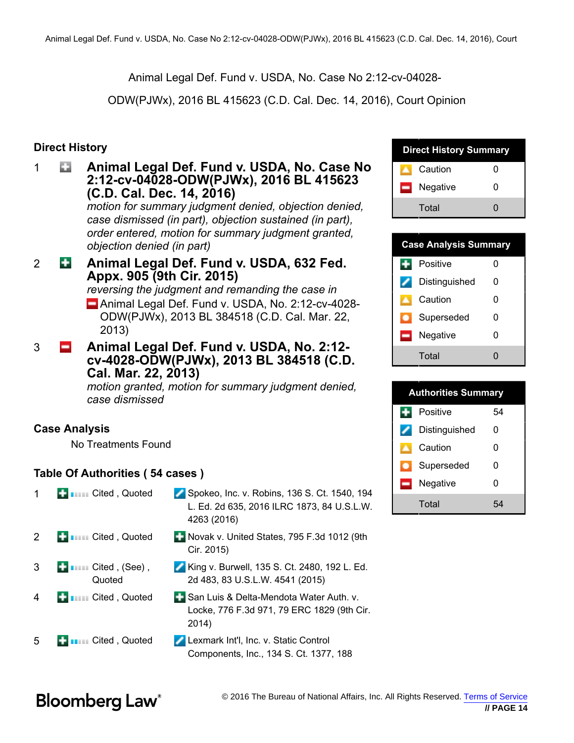Animal Legal Def. Fund v. USDA, No. Case No 2:12-cv-04028-

ODW(PJWx), 2016 BL 415623 (C.D. Cal. Dec. 14, 2016), Court Opinion

## Direct History

1. **Animal Legal Def. Fund v. USDA, No. Case No 2:12-cv-04028-ODW(PJWx), 2016 BL 415623 (C.D. Cal. Dec. 14, 2016)**
   *motion for summary judgment denied, objection denied, case dismissed (in part), objection sustained (in part), order entered, motion for summary judgment granted, objection denied (in part)*
2. **Animal Legal Def. Fund v. USDA, 632 Fed. Appx. 905 (9th Cir. 2015)**
   *reversing the judgment and remanding the case in*
   Animal Legal Def. Fund v. USDA, No. 2:12-cv-4028-ODW(PJWx), 2013 BL 384518 (C.D. Cal. Mar. 22, 2013)
3. **Animal Legal Def. Fund v. USDA, No. 2:12-cv-4028-ODW(PJWx), 2013 BL 384518 (C.D. Cal. Mar. 22, 2013)**
   *motion granted, motion for summary judgment denied, case dismissed*

## Case Analysis

No Treatments Found

## Table Of Authorities ( 54 cases )

| | | |
|---|---|---|
| 1 | Cited , Quoted | Spokeo, Inc. v. Robins, 136 S. Ct. 1540, 194 L. Ed. 2d 635, 2016 ILRC 1873, 84 U.S.L.W. 4263 (2016) |
| 2 | Cited , Quoted | Novak v. United States, 795 F.3d 1012 (9th Cir. 2015) |
| 3 | Cited , (See) , Quoted | King v. Burwell, 135 S. Ct. 2480, 192 L. Ed. 2d 483, 83 U.S.L.W. 4541 (2015) |
| 4 | Cited , Quoted | San Luis & Delta-Mendota Water Auth. v. Locke, 776 F.3d 971, 79 ERC 1829 (9th Cir. 2014) |
| 5 | Cited , Quoted | Lexmark Int'l, Inc. v. Static Control Components, Inc., 134 S. Ct. 1377, 188 |

### Direct History Summary

| | |
|---|---|
| Caution | 0 |
| Negative | 0 |
| Total | 0 |

### Case Analysis Summary

| | |
|---|---|
| Positive | 0 |
| Distinguished | 0 |
| Caution | 0 |
| Superseded | 0 |
| Negative | 0 |
| Total | 0 |

### Authorities Summary

| | |
|---|---|
| Positive | 54 |
| Distinguished | 0 |
| Caution | 0 |
| Superseded | 0 |
| Negative | 0 |
| Total | 54 |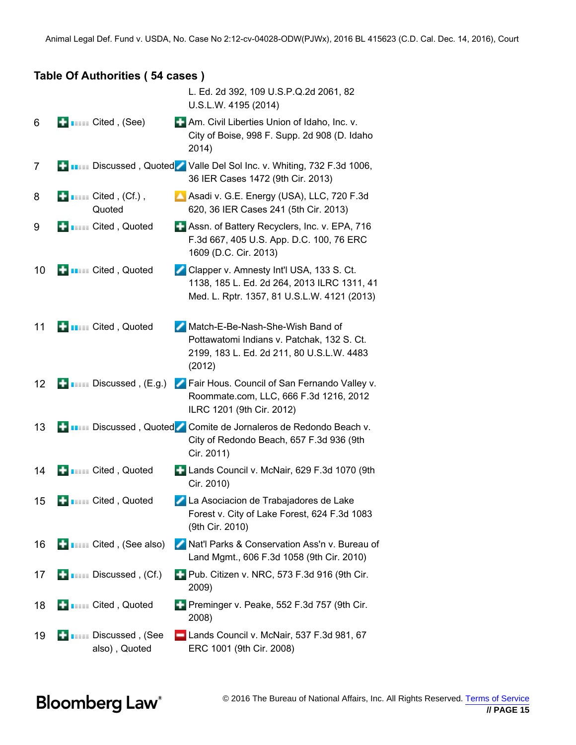## Table Of Authorities ( 54 cases )

| | | |
|---|---|---|
| | | L. Ed. 2d 392, 109 U.S.P.Q.2d 2061, 82 U.S.L.W. 4195 (2014) |
| 6 | Cited , (See) | Am. Civil Liberties Union of Idaho, Inc. v. City of Boise, 998 F. Supp. 2d 908 (D. Idaho 2014) |
| 7 | Discussed , Quoted | Valle Del Sol Inc. v. Whiting, 732 F.3d 1006, 36 IER Cases 1472 (9th Cir. 2013) |
| 8 | Cited , (Cf.) , Quoted | Asadi v. G.E. Energy (USA), LLC, 720 F.3d 620, 36 IER Cases 241 (5th Cir. 2013) |
| 9 | Cited , Quoted | Assn. of Battery Recyclers, Inc. v. EPA, 716 F.3d 667, 405 U.S. App. D.C. 100, 76 ERC 1609 (D.C. Cir. 2013) |
| 10 | Cited , Quoted | Clapper v. Amnesty Int'l USA, 133 S. Ct. 1138, 185 L. Ed. 2d 264, 2013 ILRC 1311, 41 Med. L. Rptr. 1357, 81 U.S.L.W. 4121 (2013) |
| 11 | Cited , Quoted | Match-E-Be-Nash-She-Wish Band of Pottawatomi Indians v. Patchak, 132 S. Ct. 2199, 183 L. Ed. 2d 211, 80 U.S.L.W. 4483 (2012) |
| 12 | Discussed , (E.g.) | Fair Hous. Council of San Fernando Valley v. Roommate.com, LLC, 666 F.3d 1216, 2012 ILRC 1201 (9th Cir. 2012) |
| 13 | Discussed , Quoted | Comite de Jornaleros de Redondo Beach v. City of Redondo Beach, 657 F.3d 936 (9th Cir. 2011) |
| 14 | Cited , Quoted | Lands Council v. McNair, 629 F.3d 1070 (9th Cir. 2010) |
| 15 | Cited , Quoted | La Asociacion de Trabajadores de Lake Forest v. City of Lake Forest, 624 F.3d 1083 (9th Cir. 2010) |
| 16 | Cited , (See also) | Nat'l Parks & Conservation Ass'n v. Bureau of Land Mgmt., 606 F.3d 1058 (9th Cir. 2010) |
| 17 | Discussed , (Cf.) | Pub. Citizen v. NRC, 573 F.3d 916 (9th Cir. 2009) |
| 18 | Cited , Quoted | Preminger v. Peake, 552 F.3d 757 (9th Cir. 2008) |
| 19 | Discussed , (See also) , Quoted | Lands Council v. McNair, 537 F.3d 981, 67 ERC 1001 (9th Cir. 2008) |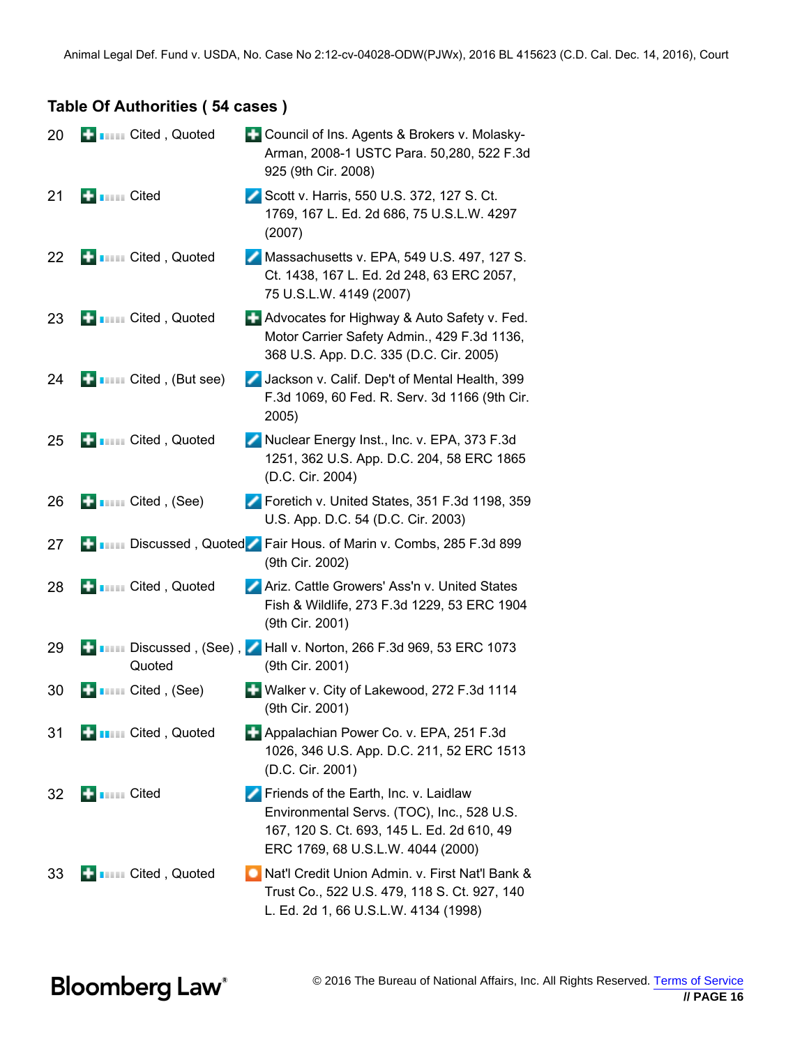## Table Of Authorities ( 54 cases )

| | | |
|---|---|---|
| 20 | Cited , Quoted | Council of Ins. Agents & Brokers v. Molasky-Arman, 2008-1 USTC Para. 50,280, 522 F.3d 925 (9th Cir. 2008) |
| 21 | Cited | Scott v. Harris, 550 U.S. 372, 127 S. Ct. 1769, 167 L. Ed. 2d 686, 75 U.S.L.W. 4297 (2007) |
| 22 | Cited , Quoted | Massachusetts v. EPA, 549 U.S. 497, 127 S. Ct. 1438, 167 L. Ed. 2d 248, 63 ERC 2057, 75 U.S.L.W. 4149 (2007) |
| 23 | Cited , Quoted | Advocates for Highway & Auto Safety v. Fed. Motor Carrier Safety Admin., 429 F.3d 1136, 368 U.S. App. D.C. 335 (D.C. Cir. 2005) |
| 24 | Cited , (But see) | Jackson v. Calif. Dep't of Mental Health, 399 F.3d 1069, 60 Fed. R. Serv. 3d 1166 (9th Cir. 2005) |
| 25 | Cited , Quoted | Nuclear Energy Inst., Inc. v. EPA, 373 F.3d 1251, 362 U.S. App. D.C. 204, 58 ERC 1865 (D.C. Cir. 2004) |
| 26 | Cited , (See) | Foretich v. United States, 351 F.3d 1198, 359 U.S. App. D.C. 54 (D.C. Cir. 2003) |
| 27 | Discussed , Quoted | Fair Hous. of Marin v. Combs, 285 F.3d 899 (9th Cir. 2002) |
| 28 | Cited , Quoted | Ariz. Cattle Growers' Ass'n v. United States Fish & Wildlife, 273 F.3d 1229, 53 ERC 1904 (9th Cir. 2001) |
| 29 | Discussed , (See) , Quoted | Hall v. Norton, 266 F.3d 969, 53 ERC 1073 (9th Cir. 2001) |
| 30 | Cited , (See) | Walker v. City of Lakewood, 272 F.3d 1114 (9th Cir. 2001) |
| 31 | Cited , Quoted | Appalachian Power Co. v. EPA, 251 F.3d 1026, 346 U.S. App. D.C. 211, 52 ERC 1513 (D.C. Cir. 2001) |
| 32 | Cited | Friends of the Earth, Inc. v. Laidlaw Environmental Servs. (TOC), Inc., 528 U.S. 167, 120 S. Ct. 693, 145 L. Ed. 2d 610, 49 ERC 1769, 68 U.S.L.W. 4044 (2000) |
| 33 | Cited , Quoted | Nat'l Credit Union Admin. v. First Nat'l Bank & Trust Co., 522 U.S. 479, 118 S. Ct. 927, 140 L. Ed. 2d 1, 66 U.S.L.W. 4134 (1998) |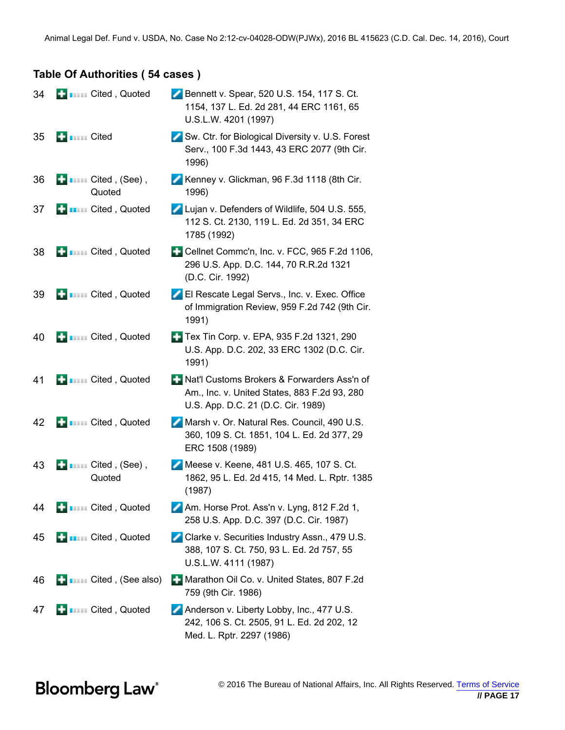## Table Of Authorities ( 54 cases )

| | | |
|---|---|---|
| 34 | Cited , Quoted | Bennett v. Spear, 520 U.S. 154, 117 S. Ct. 1154, 137 L. Ed. 2d 281, 44 ERC 1161, 65 U.S.L.W. 4201 (1997) |
| 35 | Cited | Sw. Ctr. for Biological Diversity v. U.S. Forest Serv., 100 F.3d 1443, 43 ERC 2077 (9th Cir. 1996) |
| 36 | Cited , (See) , Quoted | Kenney v. Glickman, 96 F.3d 1118 (8th Cir. 1996) |
| 37 | Cited , Quoted | Lujan v. Defenders of Wildlife, 504 U.S. 555, 112 S. Ct. 2130, 119 L. Ed. 2d 351, 34 ERC 1785 (1992) |
| 38 | Cited , Quoted | Cellnet Commc'n, Inc. v. FCC, 965 F.2d 1106, 296 U.S. App. D.C. 144, 70 R.R.2d 1321 (D.C. Cir. 1992) |
| 39 | Cited , Quoted | El Rescate Legal Servs., Inc. v. Exec. Office of Immigration Review, 959 F.2d 742 (9th Cir. 1991) |
| 40 | Cited , Quoted | Tex Tin Corp. v. EPA, 935 F.2d 1321, 290 U.S. App. D.C. 202, 33 ERC 1302 (D.C. Cir. 1991) |
| 41 | Cited , Quoted | Nat'l Customs Brokers & Forwarders Ass'n of Am., Inc. v. United States, 883 F.2d 93, 280 U.S. App. D.C. 21 (D.C. Cir. 1989) |
| 42 | Cited , Quoted | Marsh v. Or. Natural Res. Council, 490 U.S. 360, 109 S. Ct. 1851, 104 L. Ed. 2d 377, 29 ERC 1508 (1989) |
| 43 | Cited , (See) , Quoted | Meese v. Keene, 481 U.S. 465, 107 S. Ct. 1862, 95 L. Ed. 2d 415, 14 Med. L. Rptr. 1385 (1987) |
| 44 | Cited , Quoted | Am. Horse Prot. Ass'n v. Lyng, 812 F.2d 1, 258 U.S. App. D.C. 397 (D.C. Cir. 1987) |
| 45 | Cited , Quoted | Clarke v. Securities Industry Assn., 479 U.S. 388, 107 S. Ct. 750, 93 L. Ed. 2d 757, 55 U.S.L.W. 4111 (1987) |
| 46 | Cited , (See also) | Marathon Oil Co. v. United States, 807 F.2d 759 (9th Cir. 1986) |
| 47 | Cited , Quoted | Anderson v. Liberty Lobby, Inc., 477 U.S. 242, 106 S. Ct. 2505, 91 L. Ed. 2d 202, 12 Med. L. Rptr. 2297 (1986) |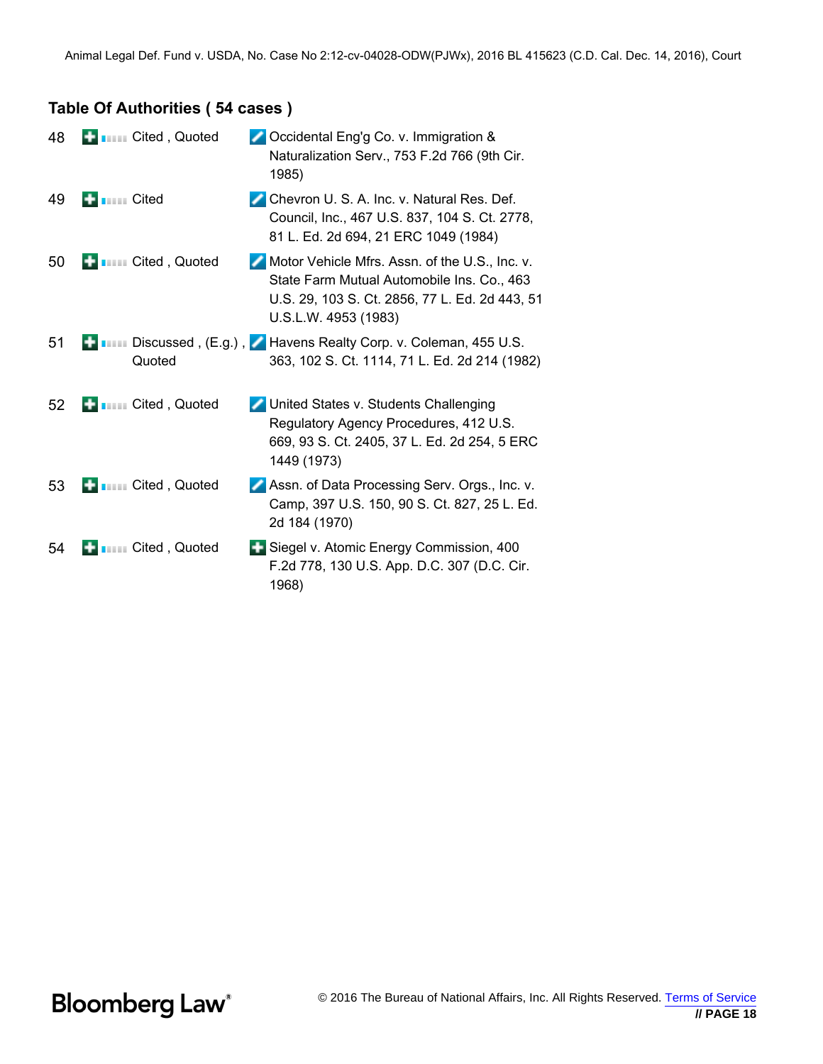## Table Of Authorities ( 54 cases )

| | | |
|---|---|---|
| 48 | Cited , Quoted | Occidental Eng'g Co. v. Immigration & Naturalization Serv., 753 F.2d 766 (9th Cir. 1985) |
| 49 | Cited | Chevron U. S. A. Inc. v. Natural Res. Def. Council, Inc., 467 U.S. 837, 104 S. Ct. 2778, 81 L. Ed. 2d 694, 21 ERC 1049 (1984) |
| 50 | Cited , Quoted | Motor Vehicle Mfrs. Assn. of the U.S., Inc. v. State Farm Mutual Automobile Ins. Co., 463 U.S. 29, 103 S. Ct. 2856, 77 L. Ed. 2d 443, 51 U.S.L.W. 4953 (1983) |
| 51 | Discussed , (E.g.) , Quoted | Havens Realty Corp. v. Coleman, 455 U.S. 363, 102 S. Ct. 1114, 71 L. Ed. 2d 214 (1982) |
| 52 | Cited , Quoted | United States v. Students Challenging Regulatory Agency Procedures, 412 U.S. 669, 93 S. Ct. 2405, 37 L. Ed. 2d 254, 5 ERC 1449 (1973) |
| 53 | Cited , Quoted | Assn. of Data Processing Serv. Orgs., Inc. v. Camp, 397 U.S. 150, 90 S. Ct. 827, 25 L. Ed. 2d 184 (1970) |
| 54 | Cited , Quoted | Siegel v. Atomic Energy Commission, 400 F.2d 778, 130 U.S. App. D.C. 307 (D.C. Cir. 1968) |